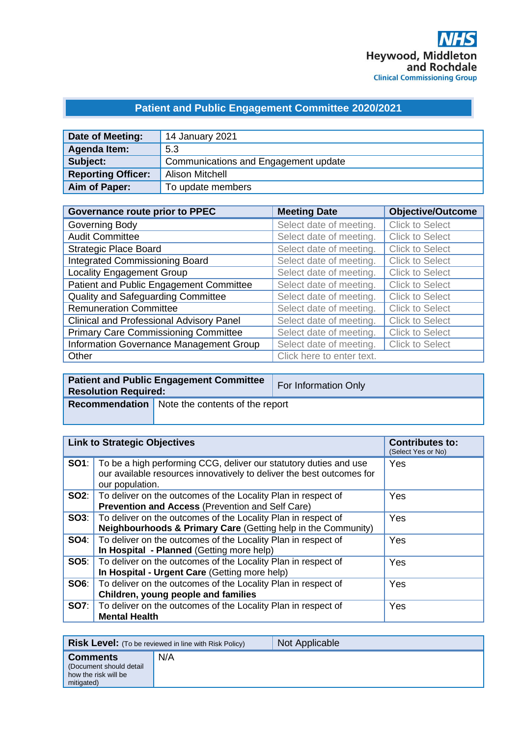NHS
Heywood, Middleton and Rochdale
Clinical Commissioning Group

## Patient and Public Engagement Committee 2020/2021

| | |
|---|---|
| **Date of Meeting:** | 14 January 2021 |
| **Agenda Item:** | 5.3 |
| **Subject:** | Communications and Engagement update |
| **Reporting Officer:** | Alison Mitchell |
| **Aim of Paper:** | To update members |

| Governance route prior to PPEC | Meeting Date | Objective/Outcome |
|---|---|---|
| Governing Body | Select date of meeting. | Click to Select |
| Audit Committee | Select date of meeting. | Click to Select |
| Strategic Place Board | Select date of meeting. | Click to Select |
| Integrated Commissioning Board | Select date of meeting. | Click to Select |
| Locality Engagement Group | Select date of meeting. | Click to Select |
| Patient and Public Engagement Committee | Select date of meeting. | Click to Select |
| Quality and Safeguarding Committee | Select date of meeting. | Click to Select |
| Remuneration Committee | Select date of meeting. | Click to Select |
| Clinical and Professional Advisory Panel | Select date of meeting. | Click to Select |
| Primary Care Commissioning Committee | Select date of meeting. | Click to Select |
| Information Governance Management Group | Select date of meeting. | Click to Select |
| Other | Click here to enter text. | |

| | |
|---|---|
| **Patient and Public Engagement Committee Resolution Required:** | For Information Only |
| **Recommendation** | Note the contents of the report |

| Link to Strategic Objectives | | Contributes to: (Select Yes or No) |
|---|---|---|
| **SO1**: | To be a high performing CCG, deliver our statutory duties and use our available resources innovatively to deliver the best outcomes for our population. | Yes |
| **SO2**: | To deliver on the outcomes of the Locality Plan in respect of **Prevention and Access** (Prevention and Self Care) | Yes |
| **SO3**: | To deliver on the outcomes of the Locality Plan in respect of **Neighbourhoods & Primary Care** (Getting help in the Community) | Yes |
| **SO4**: | To deliver on the outcomes of the Locality Plan in respect of **In Hospital - Planned** (Getting more help) | Yes |
| **SO5**: | To deliver on the outcomes of the Locality Plan in respect of **In Hospital - Urgent Care** (Getting more help) | Yes |
| **SO6**: | To deliver on the outcomes of the Locality Plan in respect of **Children, young people and families** | Yes |
| **SO7**: | To deliver on the outcomes of the Locality Plan in respect of **Mental Health** | Yes |

| | |
|---|---|
| **Risk Level:** (To be reviewed in line with Risk Policy) | Not Applicable |
| **Comments** (Document should detail how the risk will be mitigated) | N/A |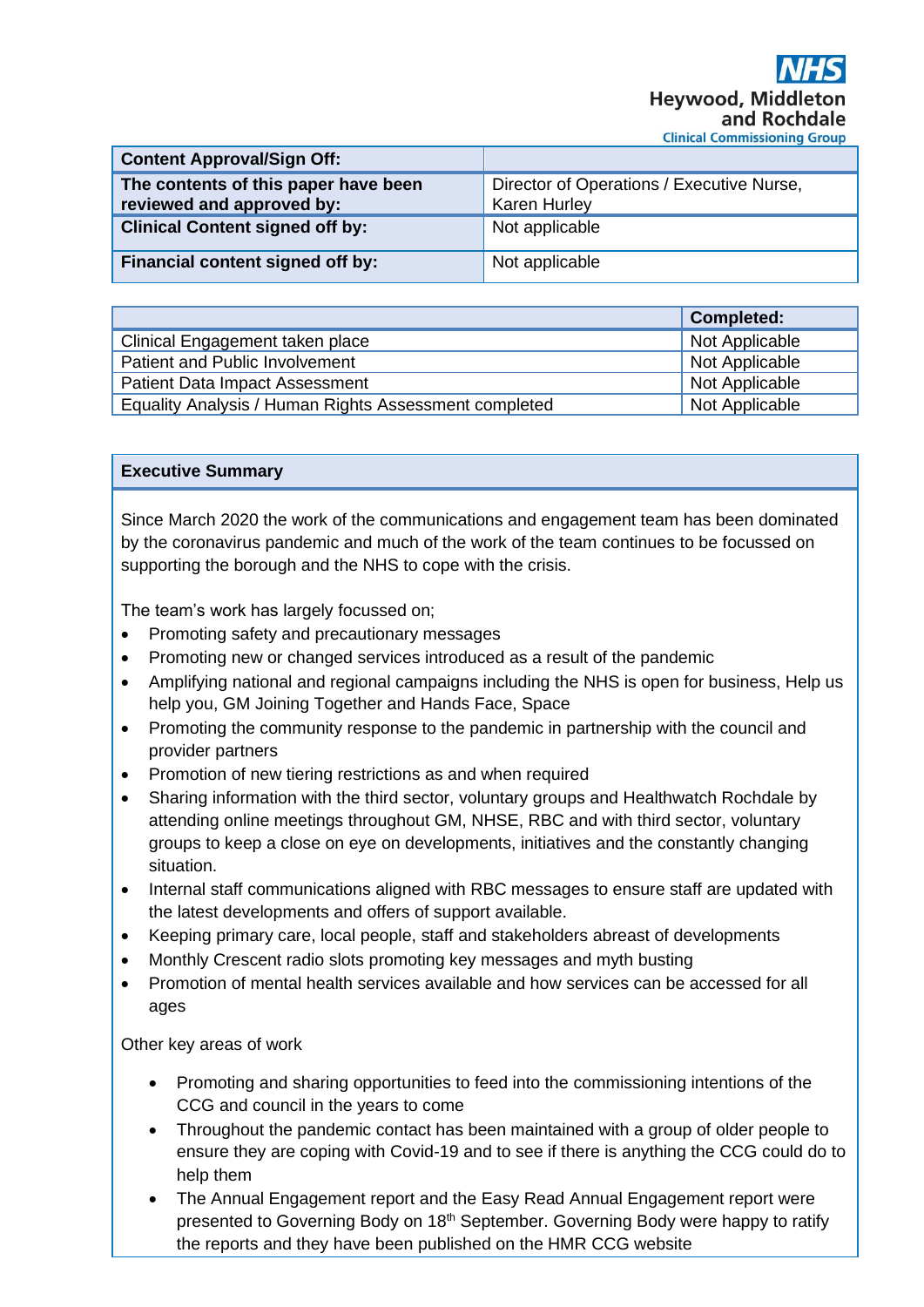NHS
Heywood, Middleton and Rochdale
Clinical Commissioning Group

| **Content Approval/Sign Off:** | |
|---|---|
| **The contents of this paper have been reviewed and approved by:** | Director of Operations / Executive Nurse, Karen Hurley |
| **Clinical Content signed off by:** | Not applicable |
| **Financial content signed off by:** | Not applicable |

| | **Completed:** |
|---|---|
| Clinical Engagement taken place | Not Applicable |
| Patient and Public Involvement | Not Applicable |
| Patient Data Impact Assessment | Not Applicable |
| Equality Analysis / Human Rights Assessment completed | Not Applicable |

**Executive Summary**

Since March 2020 the work of the communications and engagement team has been dominated by the coronavirus pandemic and much of the work of the team continues to be focussed on supporting the borough and the NHS to cope with the crisis.

The team's work has largely focussed on;

- Promoting safety and precautionary messages
- Promoting new or changed services introduced as a result of the pandemic
- Amplifying national and regional campaigns including the NHS is open for business, Help us help you, GM Joining Together and Hands Face, Space
- Promoting the community response to the pandemic in partnership with the council and provider partners
- Promotion of new tiering restrictions as and when required
- Sharing information with the third sector, voluntary groups and Healthwatch Rochdale by attending online meetings throughout GM, NHSE, RBC and with third sector, voluntary groups to keep a close on eye on developments, initiatives and the constantly changing situation.
- Internal staff communications aligned with RBC messages to ensure staff are updated with the latest developments and offers of support available.
- Keeping primary care, local people, staff and stakeholders abreast of developments
- Monthly Crescent radio slots promoting key messages and myth busting
- Promotion of mental health services available and how services can be accessed for all ages

Other key areas of work

- Promoting and sharing opportunities to feed into the commissioning intentions of the CCG and council in the years to come
- Throughout the pandemic contact has been maintained with a group of older people to ensure they are coping with Covid-19 and to see if there is anything the CCG could do to help them
- The Annual Engagement report and the Easy Read Annual Engagement report were presented to Governing Body on 18th September. Governing Body were happy to ratify the reports and they have been published on the HMR CCG website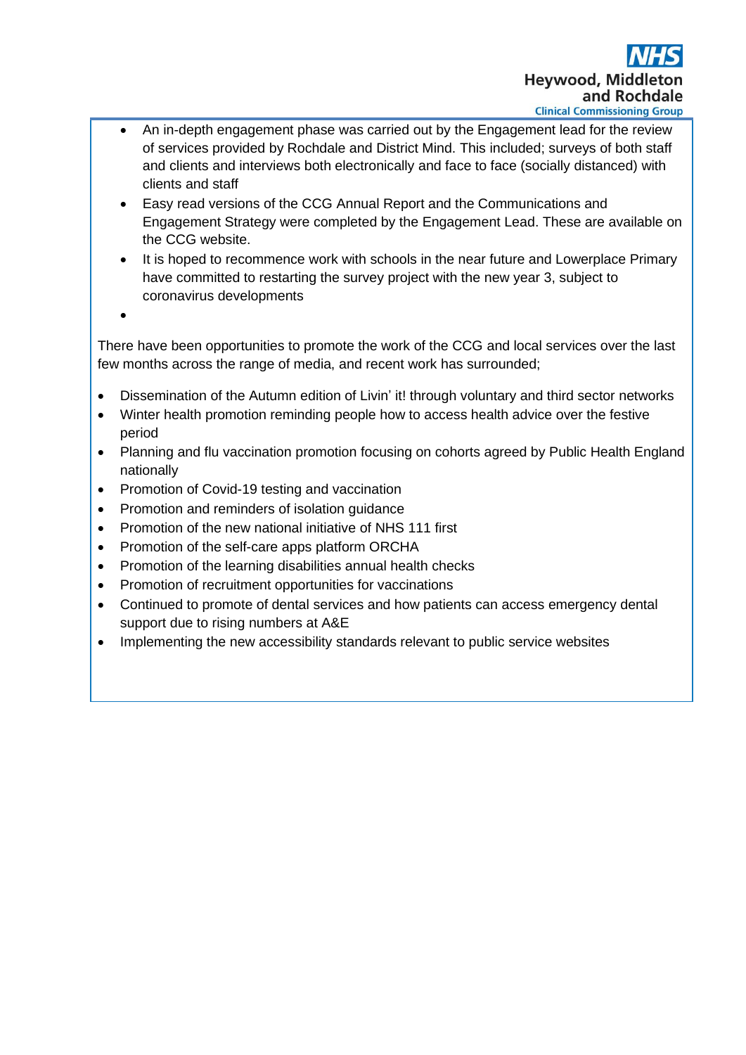- An in-depth engagement phase was carried out by the Engagement lead for the review of services provided by Rochdale and District Mind. This included; surveys of both staff and clients and interviews both electronically and face to face (socially distanced) with clients and staff
- Easy read versions of the CCG Annual Report and the Communications and Engagement Strategy were completed by the Engagement Lead. These are available on the CCG website.
- It is hoped to recommence work with schools in the near future and Lowerplace Primary have committed to restarting the survey project with the new year 3, subject to coronavirus developments

There have been opportunities to promote the work of the CCG and local services over the last few months across the range of media, and recent work has surrounded;

- Dissemination of the Autumn edition of Livin' it! through voluntary and third sector networks
- Winter health promotion reminding people how to access health advice over the festive period
- Planning and flu vaccination promotion focusing on cohorts agreed by Public Health England nationally
- Promotion of Covid-19 testing and vaccination
- Promotion and reminders of isolation guidance
- Promotion of the new national initiative of NHS 111 first
- Promotion of the self-care apps platform ORCHA
- Promotion of the learning disabilities annual health checks
- Promotion of recruitment opportunities for vaccinations
- Continued to promote of dental services and how patients can access emergency dental support due to rising numbers at A&E
- Implementing the new accessibility standards relevant to public service websites